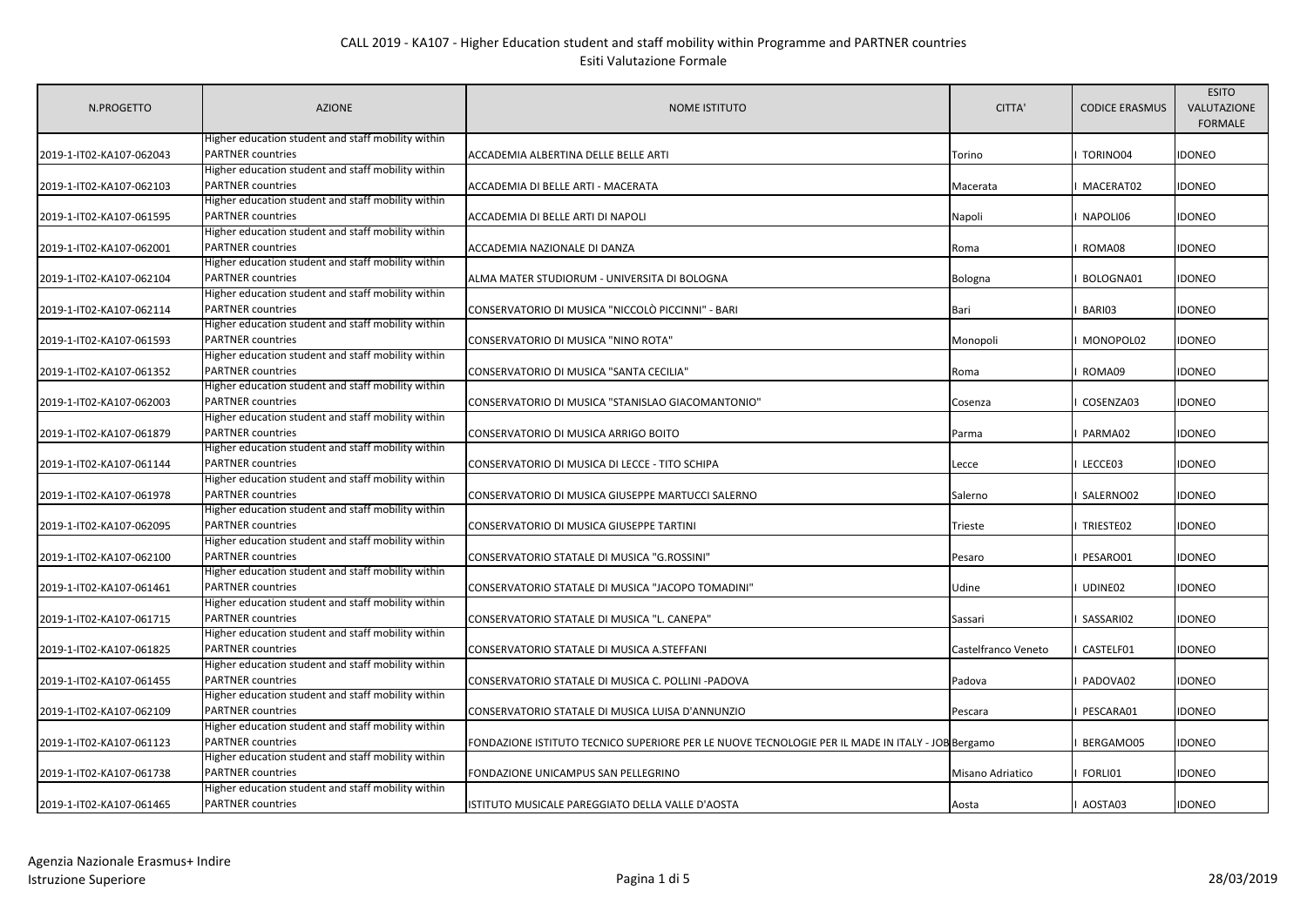# CALL 2019 - KA107 - Higher Education student and staff mobility within Programme and PARTNER countries

## Esiti Valutazione Formale

| N.PROGETTO | AZIONE | NOME ISTITUTO | CITTA' | CODICE ERASMUS | ESITO VALUTAZIONE FORMALE |
|---|---|---|---|---|---|
| 2019-1-IT02-KA107-062043 | Higher education student and staff mobility within PARTNER countries | ACCADEMIA ALBERTINA DELLE BELLE ARTI | Torino | I TORINO04 | IDONEO |
| 2019-1-IT02-KA107-062103 | Higher education student and staff mobility within PARTNER countries | ACCADEMIA DI BELLE ARTI - MACERATA | Macerata | I MACERAT02 | IDONEO |
| 2019-1-IT02-KA107-061595 | Higher education student and staff mobility within PARTNER countries | ACCADEMIA DI BELLE ARTI DI NAPOLI | Napoli | I NAPOLI06 | IDONEO |
| 2019-1-IT02-KA107-062001 | Higher education student and staff mobility within PARTNER countries | ACCADEMIA NAZIONALE DI DANZA | Roma | I ROMA08 | IDONEO |
| 2019-1-IT02-KA107-062104 | Higher education student and staff mobility within PARTNER countries | ALMA MATER STUDIORUM - UNIVERSITA DI BOLOGNA | Bologna | I BOLOGNA01 | IDONEO |
| 2019-1-IT02-KA107-062114 | Higher education student and staff mobility within PARTNER countries | CONSERVATORIO DI MUSICA "NICCOLÒ PICCINNI" - BARI | Bari | I BARI03 | IDONEO |
| 2019-1-IT02-KA107-061593 | Higher education student and staff mobility within PARTNER countries | CONSERVATORIO DI MUSICA "NINO ROTA" | Monopoli | I MONOPOL02 | IDONEO |
| 2019-1-IT02-KA107-061352 | Higher education student and staff mobility within PARTNER countries | CONSERVATORIO DI MUSICA "SANTA CECILIA" | Roma | I ROMA09 | IDONEO |
| 2019-1-IT02-KA107-062003 | Higher education student and staff mobility within PARTNER countries | CONSERVATORIO DI MUSICA "STANISLAO GIACOMANTONIO" | Cosenza | I COSENZA03 | IDONEO |
| 2019-1-IT02-KA107-061879 | Higher education student and staff mobility within PARTNER countries | CONSERVATORIO DI MUSICA ARRIGO BOITO | Parma | I PARMA02 | IDONEO |
| 2019-1-IT02-KA107-061144 | Higher education student and staff mobility within PARTNER countries | CONSERVATORIO DI MUSICA DI LECCE - TITO SCHIPA | Lecce | I LECCE03 | IDONEO |
| 2019-1-IT02-KA107-061978 | Higher education student and staff mobility within PARTNER countries | CONSERVATORIO DI MUSICA GIUSEPPE MARTUCCI SALERNO | Salerno | I SALERNO02 | IDONEO |
| 2019-1-IT02-KA107-062095 | Higher education student and staff mobility within PARTNER countries | CONSERVATORIO DI MUSICA GIUSEPPE TARTINI | Trieste | I TRIESTE02 | IDONEO |
| 2019-1-IT02-KA107-062100 | Higher education student and staff mobility within PARTNER countries | CONSERVATORIO STATALE DI MUSICA "G.ROSSINI" | Pesaro | I PESARO01 | IDONEO |
| 2019-1-IT02-KA107-061461 | Higher education student and staff mobility within PARTNER countries | CONSERVATORIO STATALE DI MUSICA "JACOPO TOMADINI" | Udine | I UDINE02 | IDONEO |
| 2019-1-IT02-KA107-061715 | Higher education student and staff mobility within PARTNER countries | CONSERVATORIO STATALE DI MUSICA "L. CANEPA" | Sassari | I SASSARI02 | IDONEO |
| 2019-1-IT02-KA107-061825 | Higher education student and staff mobility within PARTNER countries | CONSERVATORIO STATALE DI MUSICA A.STEFFANI | Castelfranco Veneto | I CASTELF01 | IDONEO |
| 2019-1-IT02-KA107-061455 | Higher education student and staff mobility within PARTNER countries | CONSERVATORIO STATALE DI MUSICA C. POLLINI -PADOVA | Padova | I PADOVA02 | IDONEO |
| 2019-1-IT02-KA107-062109 | Higher education student and staff mobility within PARTNER countries | CONSERVATORIO STATALE DI MUSICA LUISA D'ANNUNZIO | Pescara | I PESCARA01 | IDONEO |
| 2019-1-IT02-KA107-061123 | Higher education student and staff mobility within PARTNER countries | FONDAZIONE ISTITUTO TECNICO SUPERIORE PER LE NUOVE TECNOLOGIE PER IL MADE IN ITALY - JOB | Bergamo | I BERGAMO05 | IDONEO |
| 2019-1-IT02-KA107-061738 | Higher education student and staff mobility within PARTNER countries | FONDAZIONE UNICAMPUS SAN PELLEGRINO | Misano Adriatico | I FORLI01 | IDONEO |
| 2019-1-IT02-KA107-061465 | Higher education student and staff mobility within PARTNER countries | ISTITUTO MUSICALE PAREGGIATO DELLA VALLE D'AOSTA | Aosta | I AOSTA03 | IDONEO |

Agenzia Nazionale Erasmus+ Indire
Istruzione Superiore

28/03/2019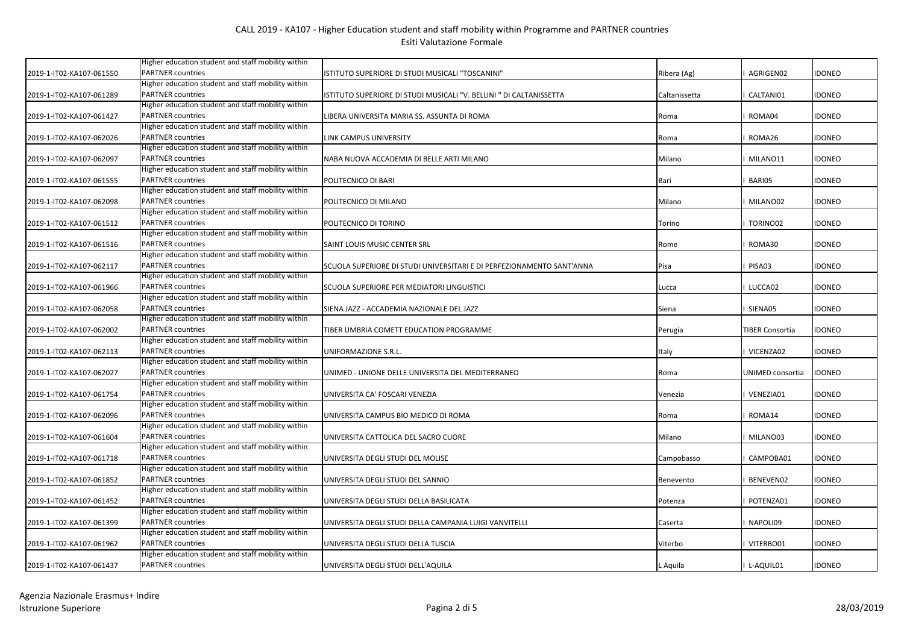CALL 2019 - KA107 - Higher Education student and staff mobility within Programme and PARTNER countries
Esiti Valutazione Formale

| | | | | | |
|---|---|---|---|---|---|
| 2019-1-IT02-KA107-061550 | Higher education student and staff mobility within PARTNER countries | ISTITUTO SUPERIORE DI STUDI MUSICALI "TOSCANINI" | Ribera (Ag) | I AGRIGEN02 | IDONEO |
| 2019-1-IT02-KA107-061289 | Higher education student and staff mobility within PARTNER countries | ISTITUTO SUPERIORE DI STUDI MUSICALI "V. BELLINI " DI CALTANISSETTA | Caltanissetta | I CALTANI01 | IDONEO |
| 2019-1-IT02-KA107-061427 | Higher education student and staff mobility within PARTNER countries | LIBERA UNIVERSITA MARIA SS. ASSUNTA DI ROMA | Roma | I ROMA04 | IDONEO |
| 2019-1-IT02-KA107-062026 | Higher education student and staff mobility within PARTNER countries | LINK CAMPUS UNIVERSITY | Roma | I ROMA26 | IDONEO |
| 2019-1-IT02-KA107-062097 | Higher education student and staff mobility within PARTNER countries | NABA NUOVA ACCADEMIA DI BELLE ARTI MILANO | Milano | I MILANO11 | IDONEO |
| 2019-1-IT02-KA107-061555 | Higher education student and staff mobility within PARTNER countries | POLITECNICO DI BARI | Bari | I BARI05 | IDONEO |
| 2019-1-IT02-KA107-062098 | Higher education student and staff mobility within PARTNER countries | POLITECNICO DI MILANO | Milano | I MILANO02 | IDONEO |
| 2019-1-IT02-KA107-061512 | Higher education student and staff mobility within PARTNER countries | POLITECNICO DI TORINO | Torino | I TORINO02 | IDONEO |
| 2019-1-IT02-KA107-061516 | Higher education student and staff mobility within PARTNER countries | SAINT LOUIS MUSIC CENTER SRL | Rome | I ROMA30 | IDONEO |
| 2019-1-IT02-KA107-062117 | Higher education student and staff mobility within PARTNER countries | SCUOLA SUPERIORE DI STUDI UNIVERSITARI E DI PERFEZIONAMENTO SANT'ANNA | Pisa | I PISA03 | IDONEO |
| 2019-1-IT02-KA107-061966 | Higher education student and staff mobility within PARTNER countries | SCUOLA SUPERIORE PER MEDIATORI LINGUISTICI | Lucca | I LUCCA02 | IDONEO |
| 2019-1-IT02-KA107-062058 | Higher education student and staff mobility within PARTNER countries | SIENA JAZZ - ACCADEMIA NAZIONALE DEL JAZZ | Siena | I SIENA05 | IDONEO |
| 2019-1-IT02-KA107-062002 | Higher education student and staff mobility within PARTNER countries | TIBER UMBRIA COMETT EDUCATION PROGRAMME | Perugia | TIBER Consortia | IDONEO |
| 2019-1-IT02-KA107-062113 | Higher education student and staff mobility within PARTNER countries | UNIFORMAZIONE S.R.L. | Italy | I VICENZA02 | IDONEO |
| 2019-1-IT02-KA107-062027 | Higher education student and staff mobility within PARTNER countries | UNIMED - UNIONE DELLE UNIVERSITA DEL MEDITERRANEO | Roma | UNIMED consortia | IDONEO |
| 2019-1-IT02-KA107-061754 | Higher education student and staff mobility within PARTNER countries | UNIVERSITA CA' FOSCARI VENEZIA | Venezia | I VENEZIA01 | IDONEO |
| 2019-1-IT02-KA107-062096 | Higher education student and staff mobility within PARTNER countries | UNIVERSITA CAMPUS BIO MEDICO DI ROMA | Roma | I ROMA14 | IDONEO |
| 2019-1-IT02-KA107-061604 | Higher education student and staff mobility within PARTNER countries | UNIVERSITA CATTOLICA DEL SACRO CUORE | Milano | I MILANO03 | IDONEO |
| 2019-1-IT02-KA107-061718 | Higher education student and staff mobility within PARTNER countries | UNIVERSITA DEGLI STUDI DEL MOLISE | Campobasso | I CAMPOBA01 | IDONEO |
| 2019-1-IT02-KA107-061852 | Higher education student and staff mobility within PARTNER countries | UNIVERSITA DEGLI STUDI DEL SANNIO | Benevento | I BENEVEN02 | IDONEO |
| 2019-1-IT02-KA107-061452 | Higher education student and staff mobility within PARTNER countries | UNIVERSITA DEGLI STUDI DELLA BASILICATA | Potenza | I POTENZA01 | IDONEO |
| 2019-1-IT02-KA107-061399 | Higher education student and staff mobility within PARTNER countries | UNIVERSITA DEGLI STUDI DELLA CAMPANIA LUIGI VANVITELLI | Caserta | I NAPOLI09 | IDONEO |
| 2019-1-IT02-KA107-061962 | Higher education student and staff mobility within PARTNER countries | UNIVERSITA DEGLI STUDI DELLA TUSCIA | Viterbo | I VITERBO01 | IDONEO |
| 2019-1-IT02-KA107-061437 | Higher education student and staff mobility within PARTNER countries | UNIVERSITA DEGLI STUDI DELL'AQUILA | L Aquila | I L-AQUIL01 | IDONEO |

Agenzia Nazionale Erasmus+ Indire
Istruzione Superiore

28/03/2019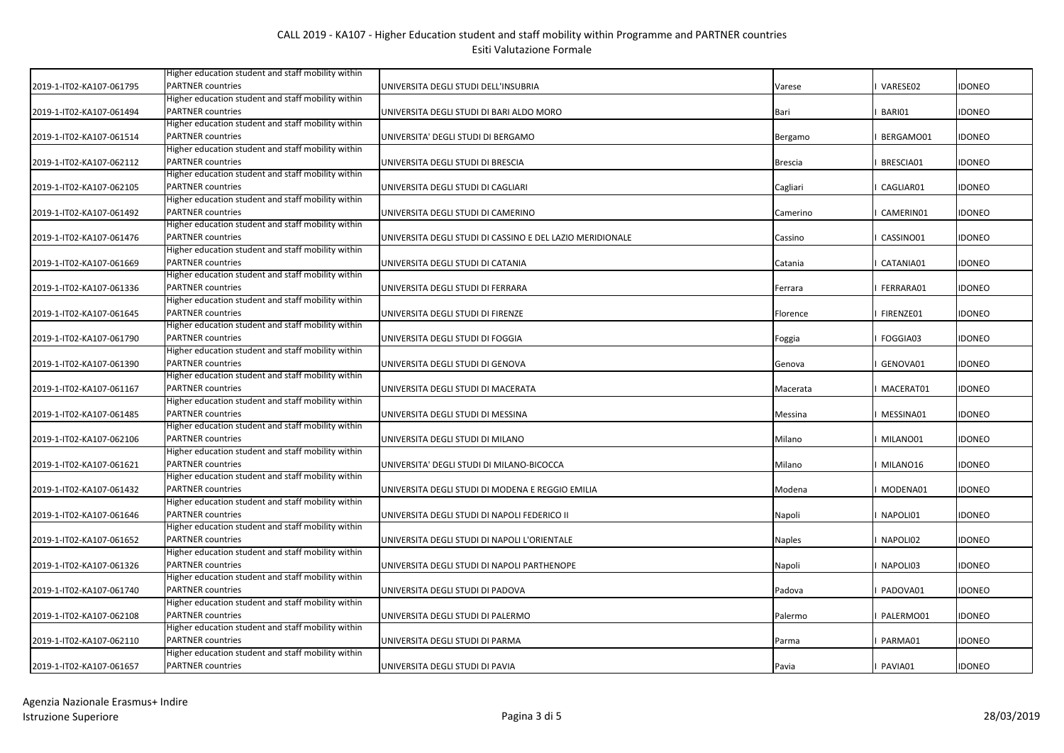| | | | | | |
|---|---|---|---|---|---|
| 2019-1-IT02-KA107-061795 | Higher education student and staff mobility within PARTNER countries | UNIVERSITA DEGLI STUDI DELL'INSUBRIA | Varese | I VARESE02 | IDONEO |
| 2019-1-IT02-KA107-061494 | Higher education student and staff mobility within PARTNER countries | UNIVERSITA DEGLI STUDI DI BARI ALDO MORO | Bari | I BARI01 | IDONEO |
| 2019-1-IT02-KA107-061514 | Higher education student and staff mobility within PARTNER countries | UNIVERSITA' DEGLI STUDI DI BERGAMO | Bergamo | I BERGAMO01 | IDONEO |
| 2019-1-IT02-KA107-062112 | Higher education student and staff mobility within PARTNER countries | UNIVERSITA DEGLI STUDI DI BRESCIA | Brescia | I BRESCIA01 | IDONEO |
| 2019-1-IT02-KA107-062105 | Higher education student and staff mobility within PARTNER countries | UNIVERSITA DEGLI STUDI DI CAGLIARI | Cagliari | I CAGLIAR01 | IDONEO |
| 2019-1-IT02-KA107-061492 | Higher education student and staff mobility within PARTNER countries | UNIVERSITA DEGLI STUDI DI CAMERINO | Camerino | I CAMERIN01 | IDONEO |
| 2019-1-IT02-KA107-061476 | Higher education student and staff mobility within PARTNER countries | UNIVERSITA DEGLI STUDI DI CASSINO E DEL LAZIO MERIDIONALE | Cassino | I CASSINO01 | IDONEO |
| 2019-1-IT02-KA107-061669 | Higher education student and staff mobility within PARTNER countries | UNIVERSITA DEGLI STUDI DI CATANIA | Catania | I CATANIA01 | IDONEO |
| 2019-1-IT02-KA107-061336 | Higher education student and staff mobility within PARTNER countries | UNIVERSITA DEGLI STUDI DI FERRARA | Ferrara | I FERRARA01 | IDONEO |
| 2019-1-IT02-KA107-061645 | Higher education student and staff mobility within PARTNER countries | UNIVERSITA DEGLI STUDI DI FIRENZE | Florence | I FIRENZE01 | IDONEO |
| 2019-1-IT02-KA107-061790 | Higher education student and staff mobility within PARTNER countries | UNIVERSITA DEGLI STUDI DI FOGGIA | Foggia | I FOGGIA03 | IDONEO |
| 2019-1-IT02-KA107-061390 | Higher education student and staff mobility within PARTNER countries | UNIVERSITA DEGLI STUDI DI GENOVA | Genova | I GENOVA01 | IDONEO |
| 2019-1-IT02-KA107-061167 | Higher education student and staff mobility within PARTNER countries | UNIVERSITA DEGLI STUDI DI MACERATA | Macerata | I MACERAT01 | IDONEO |
| 2019-1-IT02-KA107-061485 | Higher education student and staff mobility within PARTNER countries | UNIVERSITA DEGLI STUDI DI MESSINA | Messina | I MESSINA01 | IDONEO |
| 2019-1-IT02-KA107-062106 | Higher education student and staff mobility within PARTNER countries | UNIVERSITA DEGLI STUDI DI MILANO | Milano | I MILANO01 | IDONEO |
| 2019-1-IT02-KA107-061621 | Higher education student and staff mobility within PARTNER countries | UNIVERSITA' DEGLI STUDI DI MILANO-BICOCCA | Milano | I MILANO16 | IDONEO |
| 2019-1-IT02-KA107-061432 | Higher education student and staff mobility within PARTNER countries | UNIVERSITA DEGLI STUDI DI MODENA E REGGIO EMILIA | Modena | I MODENA01 | IDONEO |
| 2019-1-IT02-KA107-061646 | Higher education student and staff mobility within PARTNER countries | UNIVERSITA DEGLI STUDI DI NAPOLI FEDERICO II | Napoli | I NAPOLI01 | IDONEO |
| 2019-1-IT02-KA107-061652 | Higher education student and staff mobility within PARTNER countries | UNIVERSITA DEGLI STUDI DI NAPOLI L'ORIENTALE | Naples | I NAPOLI02 | IDONEO |
| 2019-1-IT02-KA107-061326 | Higher education student and staff mobility within PARTNER countries | UNIVERSITA DEGLI STUDI DI NAPOLI PARTHENOPE | Napoli | I NAPOLI03 | IDONEO |
| 2019-1-IT02-KA107-061740 | Higher education student and staff mobility within PARTNER countries | UNIVERSITA DEGLI STUDI DI PADOVA | Padova | I PADOVA01 | IDONEO |
| 2019-1-IT02-KA107-062108 | Higher education student and staff mobility within PARTNER countries | UNIVERSITA DEGLI STUDI DI PALERMO | Palermo | I PALERMO01 | IDONEO |
| 2019-1-IT02-KA107-062110 | Higher education student and staff mobility within PARTNER countries | UNIVERSITA DEGLI STUDI DI PARMA | Parma | I PARMA01 | IDONEO |
| 2019-1-IT02-KA107-061657 | Higher education student and staff mobility within PARTNER countries | UNIVERSITA DEGLI STUDI DI PAVIA | Pavia | I PAVIA01 | IDONEO |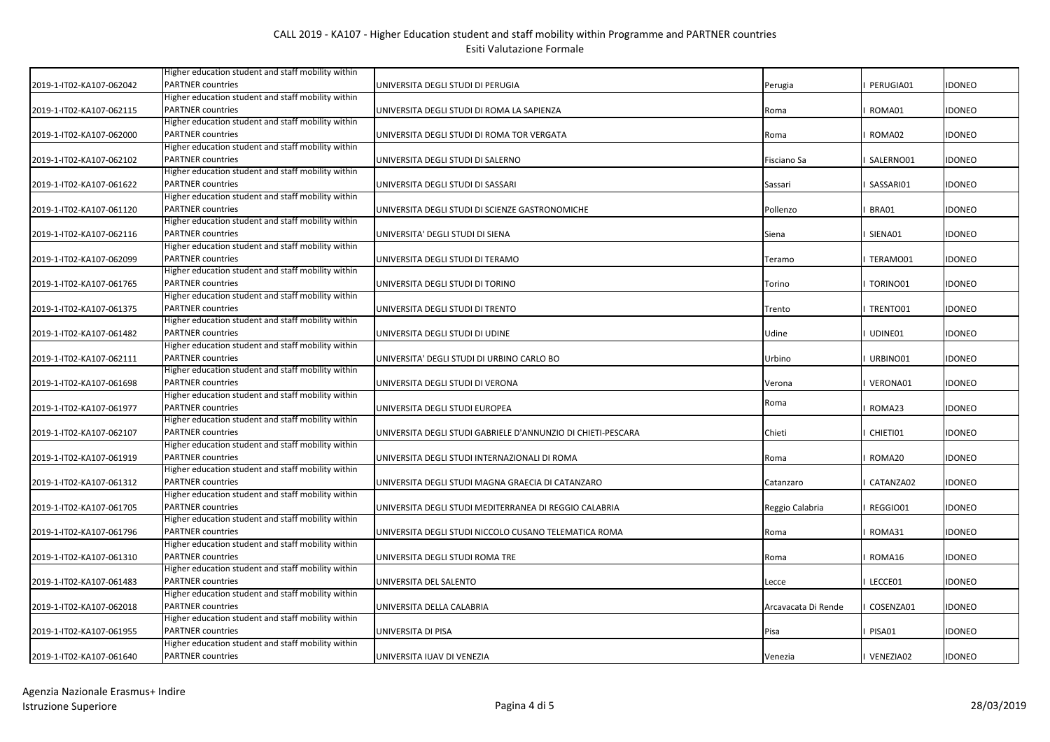| | | | | | |
|---|---|---|---|---|---|
| 2019-1-IT02-KA107-062042 | Higher education student and staff mobility within PARTNER countries | UNIVERSITA DEGLI STUDI DI PERUGIA | Perugia | I PERUGIA01 | IDONEO |
| 2019-1-IT02-KA107-062115 | Higher education student and staff mobility within PARTNER countries | UNIVERSITA DEGLI STUDI DI ROMA LA SAPIENZA | Roma | I ROMA01 | IDONEO |
| 2019-1-IT02-KA107-062000 | Higher education student and staff mobility within PARTNER countries | UNIVERSITA DEGLI STUDI DI ROMA TOR VERGATA | Roma | I ROMA02 | IDONEO |
| 2019-1-IT02-KA107-062102 | Higher education student and staff mobility within PARTNER countries | UNIVERSITA DEGLI STUDI DI SALERNO | Fisciano Sa | I SALERNO01 | IDONEO |
| 2019-1-IT02-KA107-061622 | Higher education student and staff mobility within PARTNER countries | UNIVERSITA DEGLI STUDI DI SASSARI | Sassari | I SASSARI01 | IDONEO |
| 2019-1-IT02-KA107-061120 | Higher education student and staff mobility within PARTNER countries | UNIVERSITA DEGLI STUDI DI SCIENZE GASTRONOMICHE | Pollenzo | I BRA01 | IDONEO |
| 2019-1-IT02-KA107-062116 | Higher education student and staff mobility within PARTNER countries | UNIVERSITA' DEGLI STUDI DI SIENA | Siena | I SIENA01 | IDONEO |
| 2019-1-IT02-KA107-062099 | Higher education student and staff mobility within PARTNER countries | UNIVERSITA DEGLI STUDI DI TERAMO | Teramo | I TERAMO01 | IDONEO |
| 2019-1-IT02-KA107-061765 | Higher education student and staff mobility within PARTNER countries | UNIVERSITA DEGLI STUDI DI TORINO | Torino | I TORINO01 | IDONEO |
| 2019-1-IT02-KA107-061375 | Higher education student and staff mobility within PARTNER countries | UNIVERSITA DEGLI STUDI DI TRENTO | Trento | I TRENTO01 | IDONEO |
| 2019-1-IT02-KA107-061482 | Higher education student and staff mobility within PARTNER countries | UNIVERSITA DEGLI STUDI DI UDINE | Udine | I UDINE01 | IDONEO |
| 2019-1-IT02-KA107-062111 | Higher education student and staff mobility within PARTNER countries | UNIVERSITA' DEGLI STUDI DI URBINO CARLO BO | Urbino | I URBINO01 | IDONEO |
| 2019-1-IT02-KA107-061698 | Higher education student and staff mobility within PARTNER countries | UNIVERSITA DEGLI STUDI DI VERONA | Verona | I VERONA01 | IDONEO |
| 2019-1-IT02-KA107-061977 | Higher education student and staff mobility within PARTNER countries | UNIVERSITA DEGLI STUDI EUROPEA | Roma | I ROMA23 | IDONEO |
| 2019-1-IT02-KA107-062107 | Higher education student and staff mobility within PARTNER countries | UNIVERSITA DEGLI STUDI GABRIELE D'ANNUNZIO DI CHIETI-PESCARA | Chieti | I CHIETI01 | IDONEO |
| 2019-1-IT02-KA107-061919 | Higher education student and staff mobility within PARTNER countries | UNIVERSITA DEGLI STUDI INTERNAZIONALI DI ROMA | Roma | I ROMA20 | IDONEO |
| 2019-1-IT02-KA107-061312 | Higher education student and staff mobility within PARTNER countries | UNIVERSITA DEGLI STUDI MAGNA GRAECIA DI CATANZARO | Catanzaro | I CATANZA02 | IDONEO |
| 2019-1-IT02-KA107-061705 | Higher education student and staff mobility within PARTNER countries | UNIVERSITA DEGLI STUDI MEDITERRANEA DI REGGIO CALABRIA | Reggio Calabria | I REGGIO01 | IDONEO |
| 2019-1-IT02-KA107-061796 | Higher education student and staff mobility within PARTNER countries | UNIVERSITA DEGLI STUDI NICCOLO CUSANO TELEMATICA ROMA | Roma | I ROMA31 | IDONEO |
| 2019-1-IT02-KA107-061310 | Higher education student and staff mobility within PARTNER countries | UNIVERSITA DEGLI STUDI ROMA TRE | Roma | I ROMA16 | IDONEO |
| 2019-1-IT02-KA107-061483 | Higher education student and staff mobility within PARTNER countries | UNIVERSITA DEL SALENTO | Lecce | I LECCE01 | IDONEO |
| 2019-1-IT02-KA107-062018 | Higher education student and staff mobility within PARTNER countries | UNIVERSITA DELLA CALABRIA | Arcavacata Di Rende | I COSENZA01 | IDONEO |
| 2019-1-IT02-KA107-061955 | Higher education student and staff mobility within PARTNER countries | UNIVERSITA DI PISA | Pisa | I PISA01 | IDONEO |
| 2019-1-IT02-KA107-061640 | Higher education student and staff mobility within PARTNER countries | UNIVERSITA IUAV DI VENEZIA | Venezia | I VENEZIA02 | IDONEO |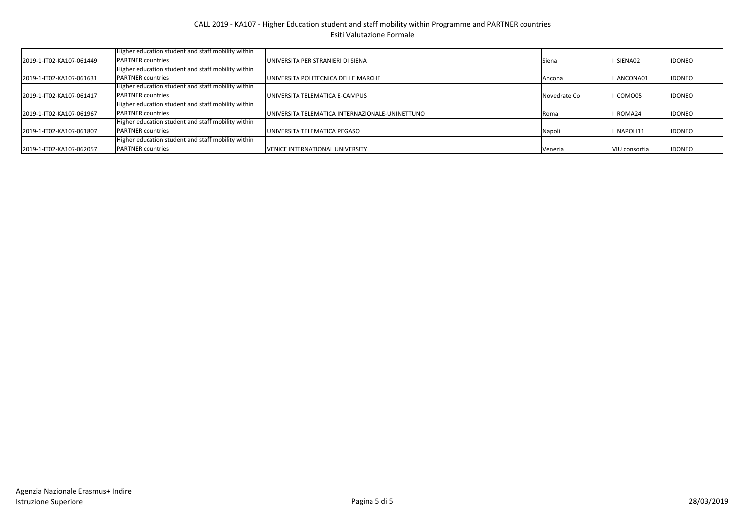CALL 2019 - KA107 - Higher Education student and staff mobility within Programme and PARTNER countries
Esiti Valutazione Formale

| | | | | | |
|---|---|---|---|---|---|
| 2019-1-IT02-KA107-061449 | Higher education student and staff mobility within PARTNER countries | UNIVERSITA PER STRANIERI DI SIENA | Siena | I SIENA02 | IDONEO |
| 2019-1-IT02-KA107-061631 | Higher education student and staff mobility within PARTNER countries | UNIVERSITA POLITECNICA DELLE MARCHE | Ancona | I ANCONA01 | IDONEO |
| 2019-1-IT02-KA107-061417 | Higher education student and staff mobility within PARTNER countries | UNIVERSITA TELEMATICA E-CAMPUS | Novedrate Co | I COMO05 | IDONEO |
| 2019-1-IT02-KA107-061967 | Higher education student and staff mobility within PARTNER countries | UNIVERSITA TELEMATICA INTERNAZIONALE-UNINETTUNO | Roma | I ROMA24 | IDONEO |
| 2019-1-IT02-KA107-061807 | Higher education student and staff mobility within PARTNER countries | UNIVERSITA TELEMATICA PEGASO | Napoli | I NAPOLI11 | IDONEO |
| 2019-1-IT02-KA107-062057 | Higher education student and staff mobility within PARTNER countries | VENICE INTERNATIONAL UNIVERSITY | Venezia | VIU consortia | IDONEO |

Agenzia Nazionale Erasmus+ Indire
Istruzione Superiore

28/03/2019